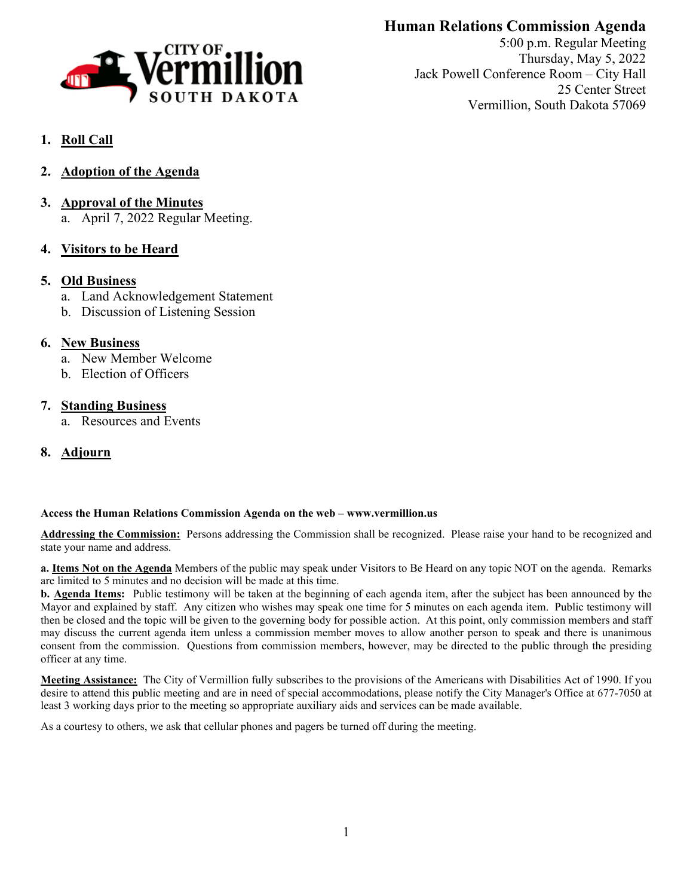# Human Relations Commission Agenda

5:00 p.m. Regular Meeting
Thursday, May 5, 2022
Jack Powell Conference Room – City Hall
25 Center Street
Vermillion, South Dakota 57069

1. **Roll Call**

2. **Adoption of the Agenda**

3. **Approval of the Minutes**
   a. April 7, 2022 Regular Meeting.

4. **Visitors to be Heard**

5. **Old Business**
   a. Land Acknowledgement Statement
   b. Discussion of Listening Session

6. **New Business**
   a. New Member Welcome
   b. Election of Officers

7. **Standing Business**
   a. Resources and Events

8. **Adjourn**

**Access the Human Relations Commission Agenda on the web – www.vermillion.us**

**Addressing the Commission:** Persons addressing the Commission shall be recognized. Please raise your hand to be recognized and state your name and address.

**a. Items Not on the Agenda** Members of the public may speak under Visitors to Be Heard on any topic NOT on the agenda. Remarks are limited to 5 minutes and no decision will be made at this time.

**b. Agenda Items:** Public testimony will be taken at the beginning of each agenda item, after the subject has been announced by the Mayor and explained by staff. Any citizen who wishes may speak one time for 5 minutes on each agenda item. Public testimony will then be closed and the topic will be given to the governing body for possible action. At this point, only commission members and staff may discuss the current agenda item unless a commission member moves to allow another person to speak and there is unanimous consent from the commission. Questions from commission members, however, may be directed to the public through the presiding officer at any time.

**Meeting Assistance:** The City of Vermillion fully subscribes to the provisions of the Americans with Disabilities Act of 1990. If you desire to attend this public meeting and are in need of special accommodations, please notify the City Manager's Office at 677-7050 at least 3 working days prior to the meeting so appropriate auxiliary aids and services can be made available.

As a courtesy to others, we ask that cellular phones and pagers be turned off during the meeting.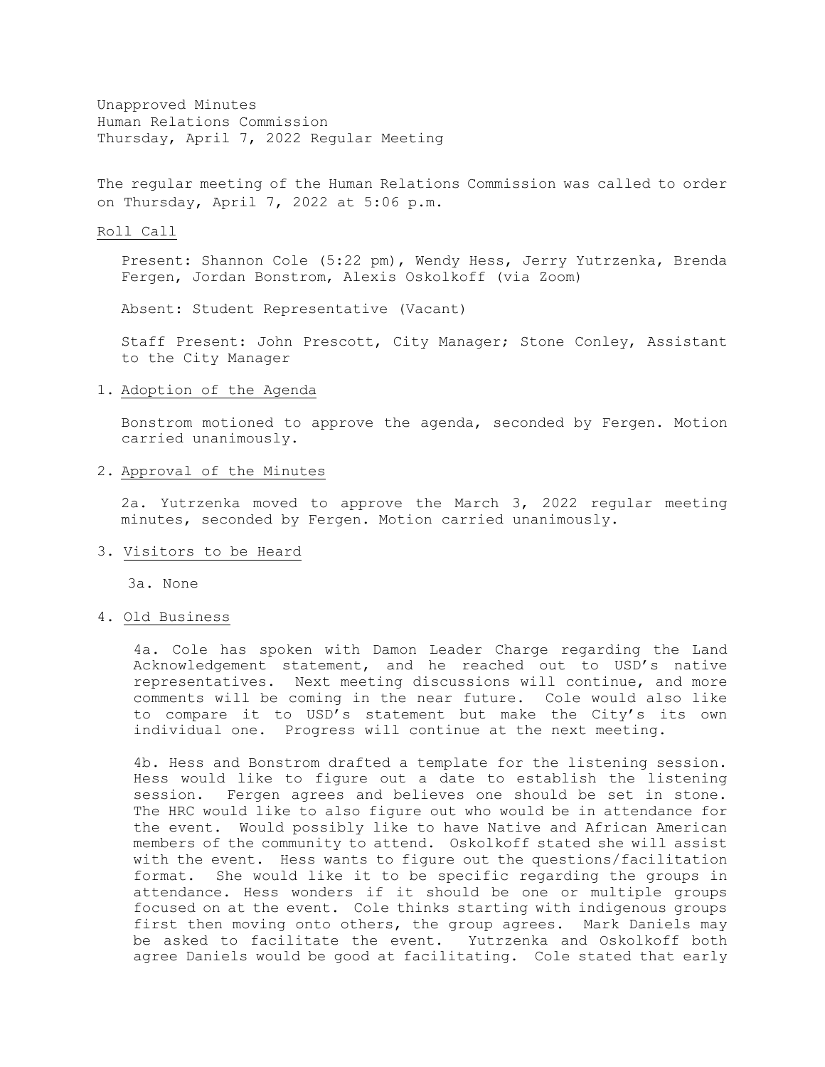Unapproved Minutes
Human Relations Commission
Thursday, April 7, 2022 Regular Meeting

The regular meeting of the Human Relations Commission was called to order on Thursday, April 7, 2022 at 5:06 p.m.

Roll Call

Present: Shannon Cole (5:22 pm), Wendy Hess, Jerry Yutrzenka, Brenda Fergen, Jordan Bonstrom, Alexis Oskolkoff (via Zoom)

Absent: Student Representative (Vacant)

Staff Present: John Prescott, City Manager; Stone Conley, Assistant to the City Manager

1. Adoption of the Agenda

   Bonstrom motioned to approve the agenda, seconded by Fergen. Motion carried unanimously.

2. Approval of the Minutes

   2a. Yutrzenka moved to approve the March 3, 2022 regular meeting minutes, seconded by Fergen. Motion carried unanimously.

3. Visitors to be Heard

   3a. None

4. Old Business

   4a. Cole has spoken with Damon Leader Charge regarding the Land Acknowledgement statement, and he reached out to USD's native representatives. Next meeting discussions will continue, and more comments will be coming in the near future. Cole would also like to compare it to USD's statement but make the City's its own individual one. Progress will continue at the next meeting.

   4b. Hess and Bonstrom drafted a template for the listening session. Hess would like to figure out a date to establish the listening session. Fergen agrees and believes one should be set in stone. The HRC would like to also figure out who would be in attendance for the event. Would possibly like to have Native and African American members of the community to attend. Oskolkoff stated she will assist with the event. Hess wants to figure out the questions/facilitation format. She would like it to be specific regarding the groups in attendance. Hess wonders if it should be one or multiple groups focused on at the event. Cole thinks starting with indigenous groups first then moving onto others, the group agrees. Mark Daniels may be asked to facilitate the event. Yutrzenka and Oskolkoff both agree Daniels would be good at facilitating. Cole stated that early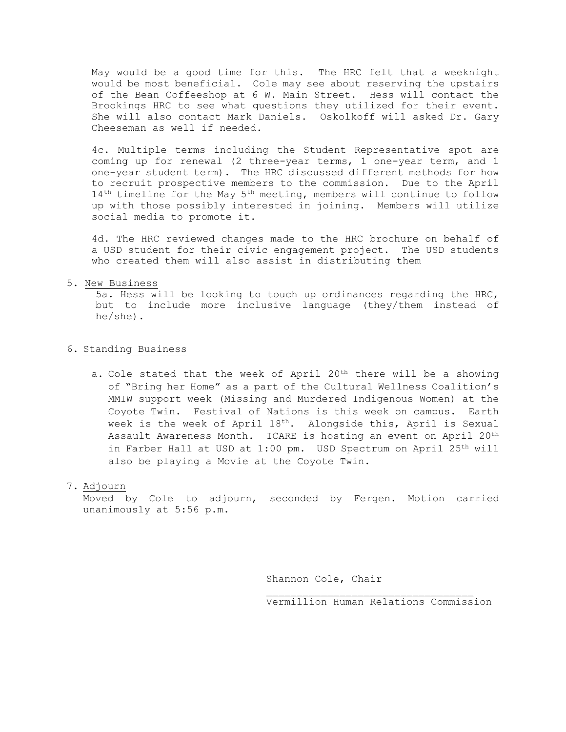May would be a good time for this. The HRC felt that a weeknight would be most beneficial. Cole may see about reserving the upstairs of the Bean Coffeeshop at 6 W. Main Street. Hess will contact the Brookings HRC to see what questions they utilized for their event. She will also contact Mark Daniels. Oskolkoff will asked Dr. Gary Cheeseman as well if needed.

4c. Multiple terms including the Student Representative spot are coming up for renewal (2 three-year terms, 1 one-year term, and 1 one-year student term). The HRC discussed different methods for how to recruit prospective members to the commission. Due to the April 14th timeline for the May 5th meeting, members will continue to follow up with those possibly interested in joining. Members will utilize social media to promote it.

4d. The HRC reviewed changes made to the HRC brochure on behalf of a USD student for their civic engagement project. The USD students who created them will also assist in distributing them

5. New Business

   5a. Hess will be looking to touch up ordinances regarding the HRC, but to include more inclusive language (they/them instead of he/she).

6. Standing Business

   a. Cole stated that the week of April 20th there will be a showing of "Bring her Home" as a part of the Cultural Wellness Coalition's MMIW support week (Missing and Murdered Indigenous Women) at the Coyote Twin. Festival of Nations is this week on campus. Earth week is the week of April 18th. Alongside this, April is Sexual Assault Awareness Month. ICARE is hosting an event on April 20th in Farber Hall at USD at 1:00 pm. USD Spectrum on April 25th will also be playing a Movie at the Coyote Twin.

7. Adjourn

   Moved by Cole to adjourn, seconded by Fergen. Motion carried unanimously at 5:56 p.m.

Shannon Cole, Chair

\_\_\_\_\_\_\_\_\_\_\_\_\_\_\_\_\_\_\_\_\_\_\_\_\_\_\_\_\_\_

Vermillion Human Relations Commission